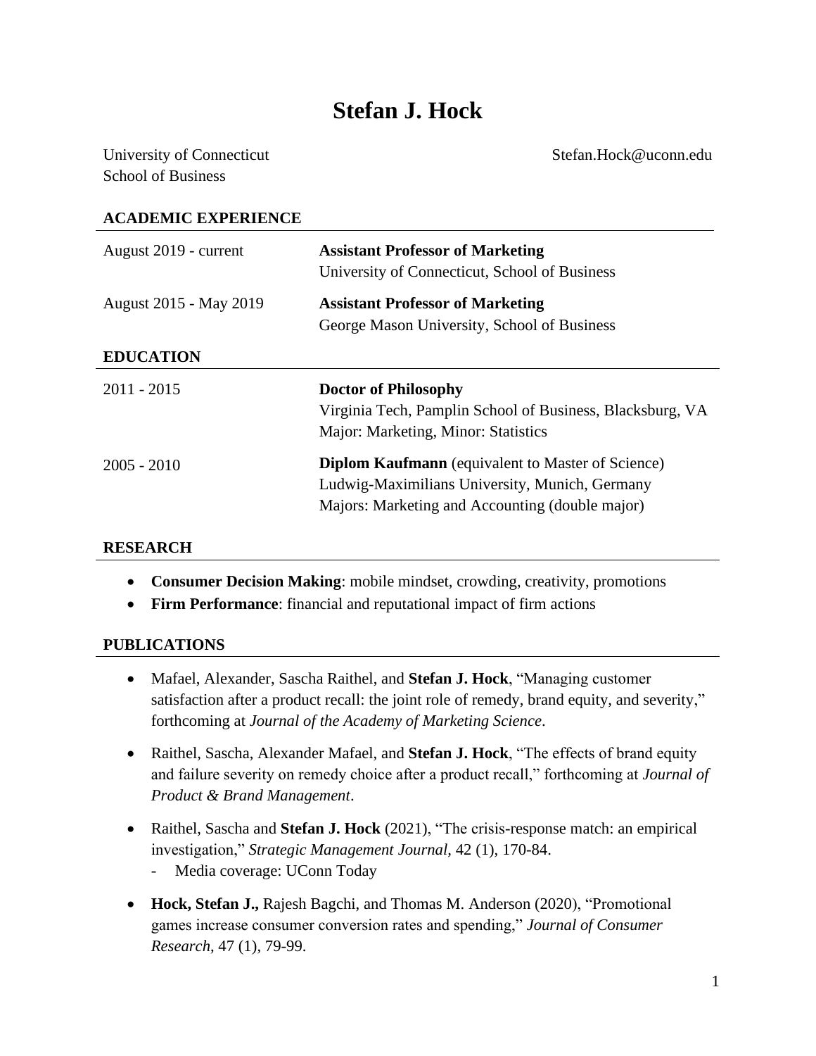# Stefan J. Hock

University of Connecticut
School of Business

Stefan.Hock@uconn.edu

## ACADEMIC EXPERIENCE

August 2019 - current — **Assistant Professor of Marketing**
University of Connecticut, School of Business

August 2015 - May 2019 — **Assistant Professor of Marketing**
George Mason University, School of Business

## EDUCATION

2011 - 2015 — **Doctor of Philosophy**
Virginia Tech, Pamplin School of Business, Blacksburg, VA
Major: Marketing, Minor: Statistics

2005 - 2010 — **Diplom Kaufmann** (equivalent to Master of Science)
Ludwig-Maximilians University, Munich, Germany
Majors: Marketing and Accounting (double major)

## RESEARCH

- **Consumer Decision Making**: mobile mindset, crowding, creativity, promotions
- **Firm Performance**: financial and reputational impact of firm actions

## PUBLICATIONS

- Mafael, Alexander, Sascha Raithel, and **Stefan J. Hock**, "Managing customer satisfaction after a product recall: the joint role of remedy, brand equity, and severity," forthcoming at *Journal of the Academy of Marketing Science*.

- Raithel, Sascha, Alexander Mafael, and **Stefan J. Hock**, "The effects of brand equity and failure severity on remedy choice after a product recall," forthcoming at *Journal of Product & Brand Management*.

- Raithel, Sascha and **Stefan J. Hock** (2021), "The crisis-response match: an empirical investigation," *Strategic Management Journal*, 42 (1), 170-84.
  - Media coverage: UConn Today

- **Hock, Stefan J.,** Rajesh Bagchi, and Thomas M. Anderson (2020), "Promotional games increase consumer conversion rates and spending," *Journal of Consumer Research*, 47 (1), 79-99.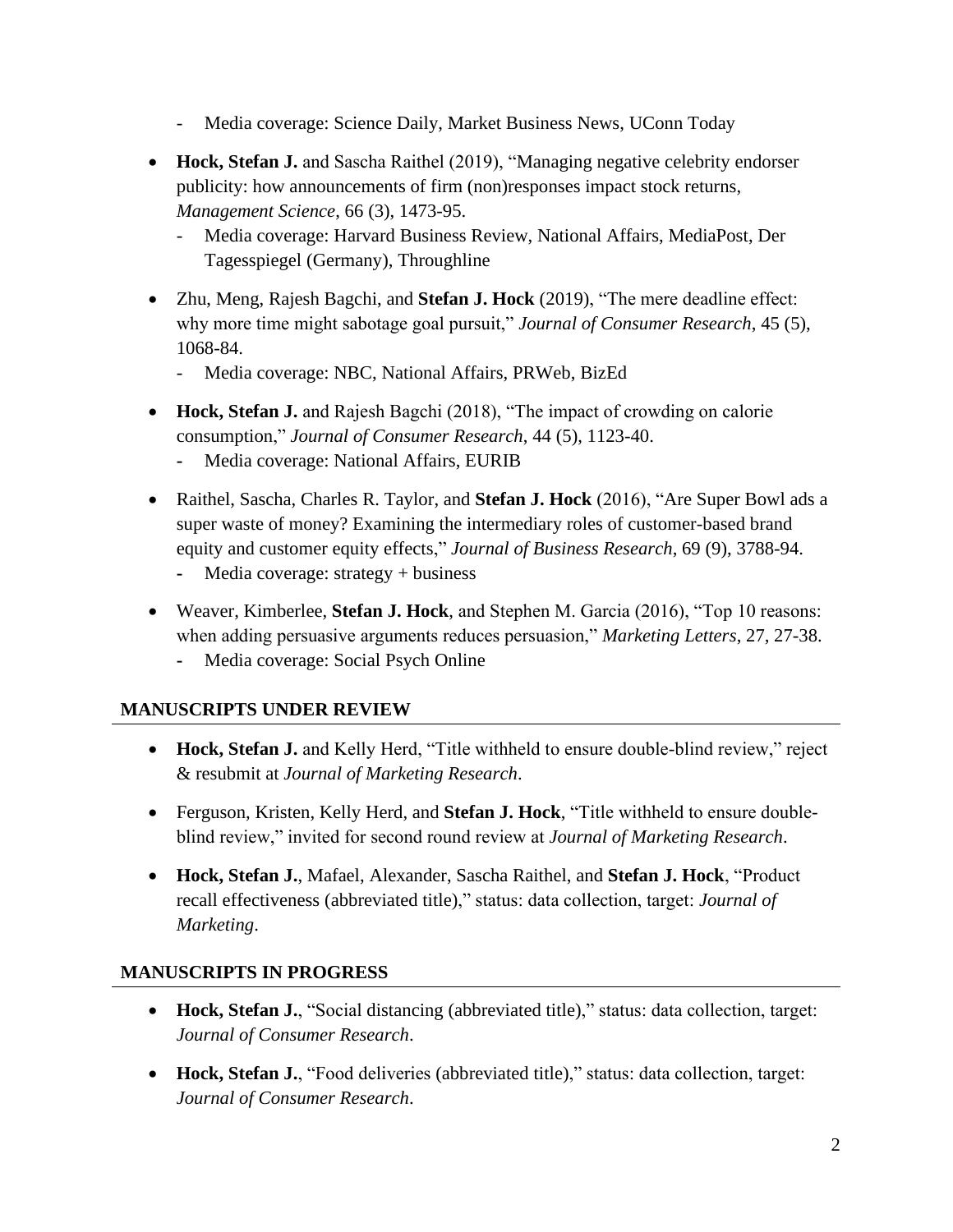- Media coverage: Science Daily, Market Business News, UConn Today

- **Hock, Stefan J.** and Sascha Raithel (2019), "Managing negative celebrity endorser publicity: how announcements of firm (non)responses impact stock returns, *Management Science*, 66 (3), 1473-95.
  - Media coverage: Harvard Business Review, National Affairs, MediaPost, Der Tagesspiegel (Germany), Throughline

- Zhu, Meng, Rajesh Bagchi, and **Stefan J. Hock** (2019), "The mere deadline effect: why more time might sabotage goal pursuit," *Journal of Consumer Research*, 45 (5), 1068-84.
  - Media coverage: NBC, National Affairs, PRWeb, BizEd

- **Hock, Stefan J.** and Rajesh Bagchi (2018), "The impact of crowding on calorie consumption," *Journal of Consumer Research*, 44 (5), 1123-40.
  - Media coverage: National Affairs, EURIB

- Raithel, Sascha, Charles R. Taylor, and **Stefan J. Hock** (2016), "Are Super Bowl ads a super waste of money? Examining the intermediary roles of customer-based brand equity and customer equity effects," *Journal of Business Research*, 69 (9), 3788-94.
  - Media coverage: strategy + business

- Weaver, Kimberlee, **Stefan J. Hock**, and Stephen M. Garcia (2016), "Top 10 reasons: when adding persuasive arguments reduces persuasion," *Marketing Letters*, 27, 27-38.
  - Media coverage: Social Psych Online

## MANUSCRIPTS UNDER REVIEW

- **Hock, Stefan J.** and Kelly Herd, "Title withheld to ensure double-blind review," reject & resubmit at *Journal of Marketing Research*.

- Ferguson, Kristen, Kelly Herd, and **Stefan J. Hock**, "Title withheld to ensure double-blind review," invited for second round review at *Journal of Marketing Research*.

- **Hock, Stefan J.**, Mafael, Alexander, Sascha Raithel, and **Stefan J. Hock**, "Product recall effectiveness (abbreviated title)," status: data collection, target: *Journal of Marketing*.

## MANUSCRIPTS IN PROGRESS

- **Hock, Stefan J.**, "Social distancing (abbreviated title)," status: data collection, target: *Journal of Consumer Research*.

- **Hock, Stefan J.**, "Food deliveries (abbreviated title)," status: data collection, target: *Journal of Consumer Research*.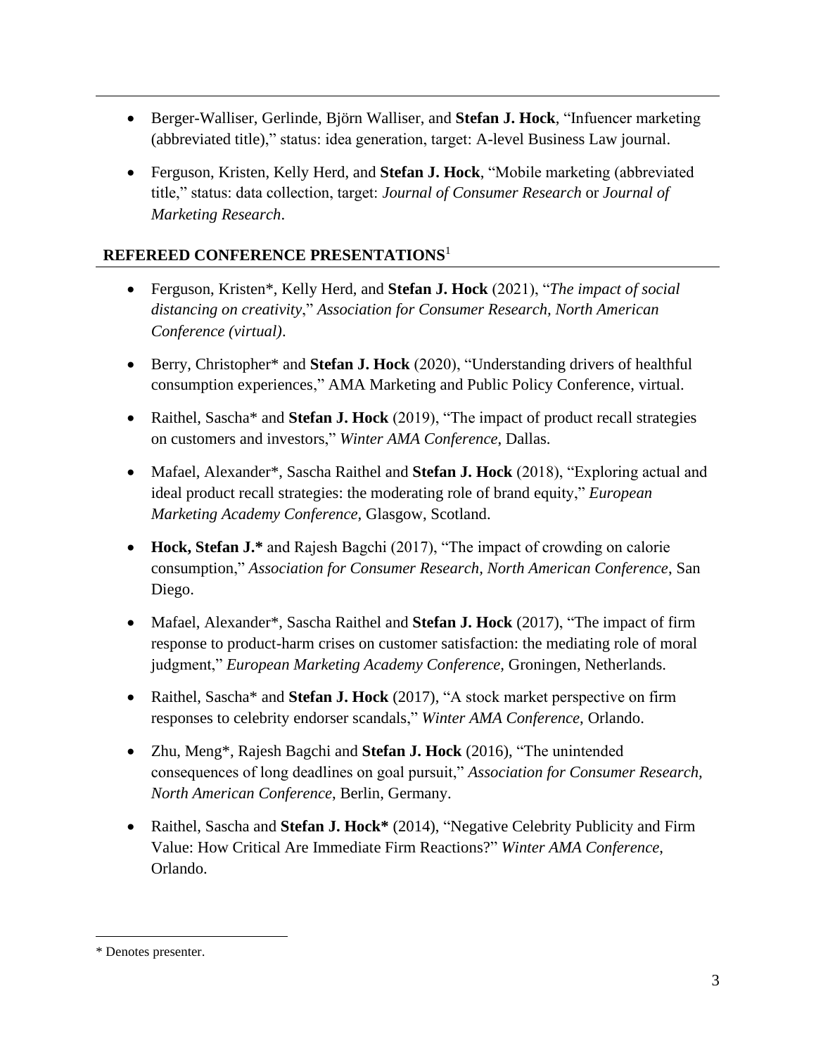- Berger-Walliser, Gerlinde, Björn Walliser, and **Stefan J. Hock**, "Infuencer marketing (abbreviated title)," status: idea generation, target: A-level Business Law journal.
- Ferguson, Kristen, Kelly Herd, and **Stefan J. Hock**, "Mobile marketing (abbreviated title," status: data collection, target: *Journal of Consumer Research* or *Journal of Marketing Research*.

## REFEREED CONFERENCE PRESENTATIONS[1]

- Ferguson, Kristen*, Kelly Herd, and **Stefan J. Hock** (2021), "*The impact of social distancing on creativity*," *Association for Consumer Research, North American Conference (virtual)*.
- Berry, Christopher* and **Stefan J. Hock** (2020), "Understanding drivers of healthful consumption experiences," AMA Marketing and Public Policy Conference, virtual.
- Raithel, Sascha* and **Stefan J. Hock** (2019), "The impact of product recall strategies on customers and investors," *Winter AMA Conference*, Dallas.
- Mafael, Alexander*, Sascha Raithel and **Stefan J. Hock** (2018), "Exploring actual and ideal product recall strategies: the moderating role of brand equity," *European Marketing Academy Conference,* Glasgow, Scotland.
- **Hock, Stefan J.*** and Rajesh Bagchi (2017), "The impact of crowding on calorie consumption," *Association for Consumer Research, North American Conference*, San Diego.
- Mafael, Alexander*, Sascha Raithel and **Stefan J. Hock** (2017), "The impact of firm response to product-harm crises on customer satisfaction: the mediating role of moral judgment," *European Marketing Academy Conference,* Groningen, Netherlands.
- Raithel, Sascha* and **Stefan J. Hock** (2017), "A stock market perspective on firm responses to celebrity endorser scandals," *Winter AMA Conference*, Orlando.
- Zhu, Meng*, Rajesh Bagchi and **Stefan J. Hock** (2016), "The unintended consequences of long deadlines on goal pursuit," *Association for Consumer Research, North American Conference*, Berlin, Germany.
- Raithel, Sascha and **Stefan J. Hock*** (2014), "Negative Celebrity Publicity and Firm Value: How Critical Are Immediate Firm Reactions?" *Winter AMA Conference*, Orlando.

[1] * Denotes presenter.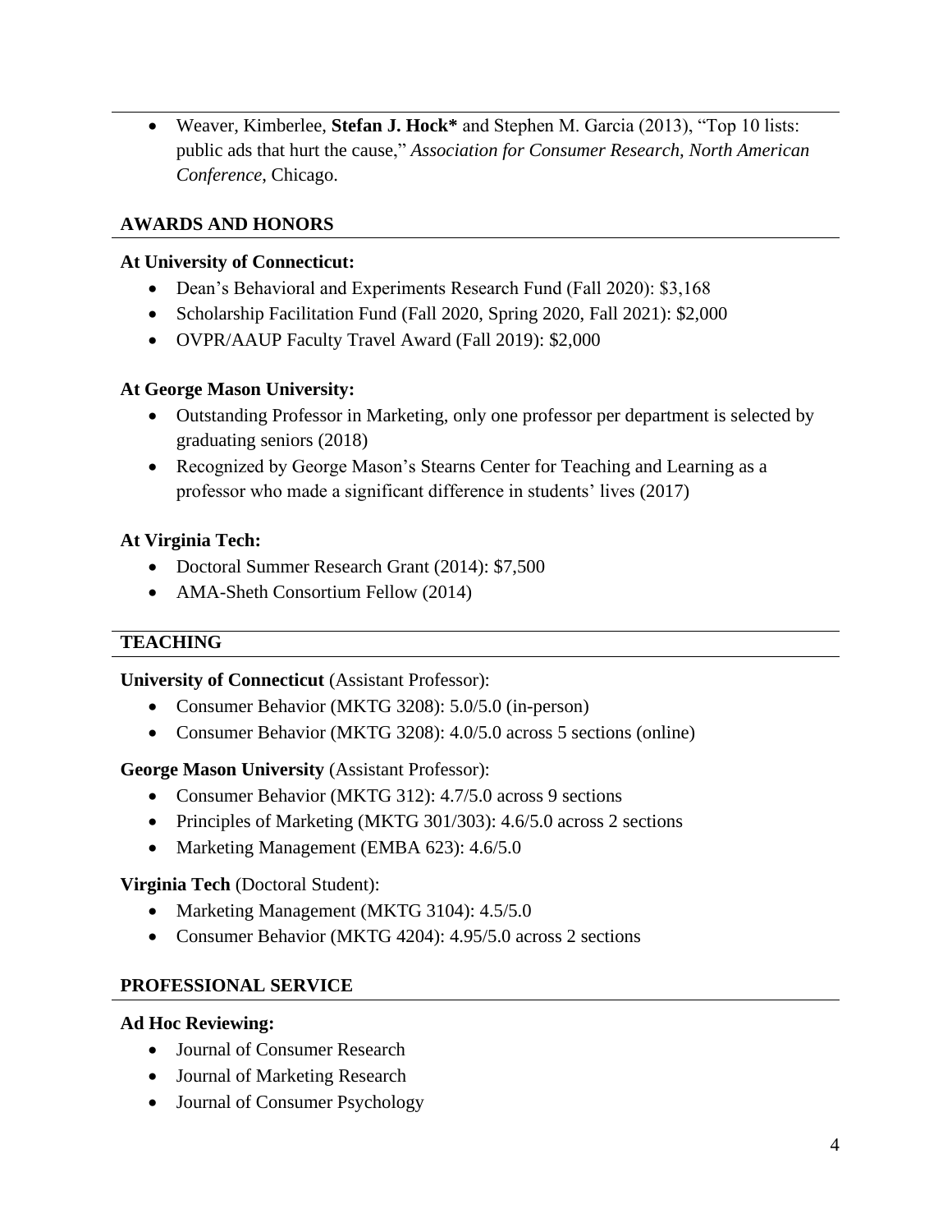- Weaver, Kimberlee, **Stefan J. Hock*** and Stephen M. Garcia (2013), "Top 10 lists: public ads that hurt the cause," *Association for Consumer Research, North American Conference*, Chicago.

## AWARDS AND HONORS

**At University of Connecticut:**

- Dean's Behavioral and Experiments Research Fund (Fall 2020): $3,168
- Scholarship Facilitation Fund (Fall 2020, Spring 2020, Fall 2021): $2,000
- OVPR/AAUP Faculty Travel Award (Fall 2019): $2,000

**At George Mason University:**

- Outstanding Professor in Marketing, only one professor per department is selected by graduating seniors (2018)
- Recognized by George Mason's Stearns Center for Teaching and Learning as a professor who made a significant difference in students' lives (2017)

**At Virginia Tech:**

- Doctoral Summer Research Grant (2014): $7,500
- AMA-Sheth Consortium Fellow (2014)

## TEACHING

**University of Connecticut** (Assistant Professor):

- Consumer Behavior (MKTG 3208): 5.0/5.0 (in-person)
- Consumer Behavior (MKTG 3208): 4.0/5.0 across 5 sections (online)

**George Mason University** (Assistant Professor):

- Consumer Behavior (MKTG 312): 4.7/5.0 across 9 sections
- Principles of Marketing (MKTG 301/303): 4.6/5.0 across 2 sections
- Marketing Management (EMBA 623): 4.6/5.0

**Virginia Tech** (Doctoral Student):

- Marketing Management (MKTG 3104): 4.5/5.0
- Consumer Behavior (MKTG 4204): 4.95/5.0 across 2 sections

## PROFESSIONAL SERVICE

**Ad Hoc Reviewing:**

- Journal of Consumer Research
- Journal of Marketing Research
- Journal of Consumer Psychology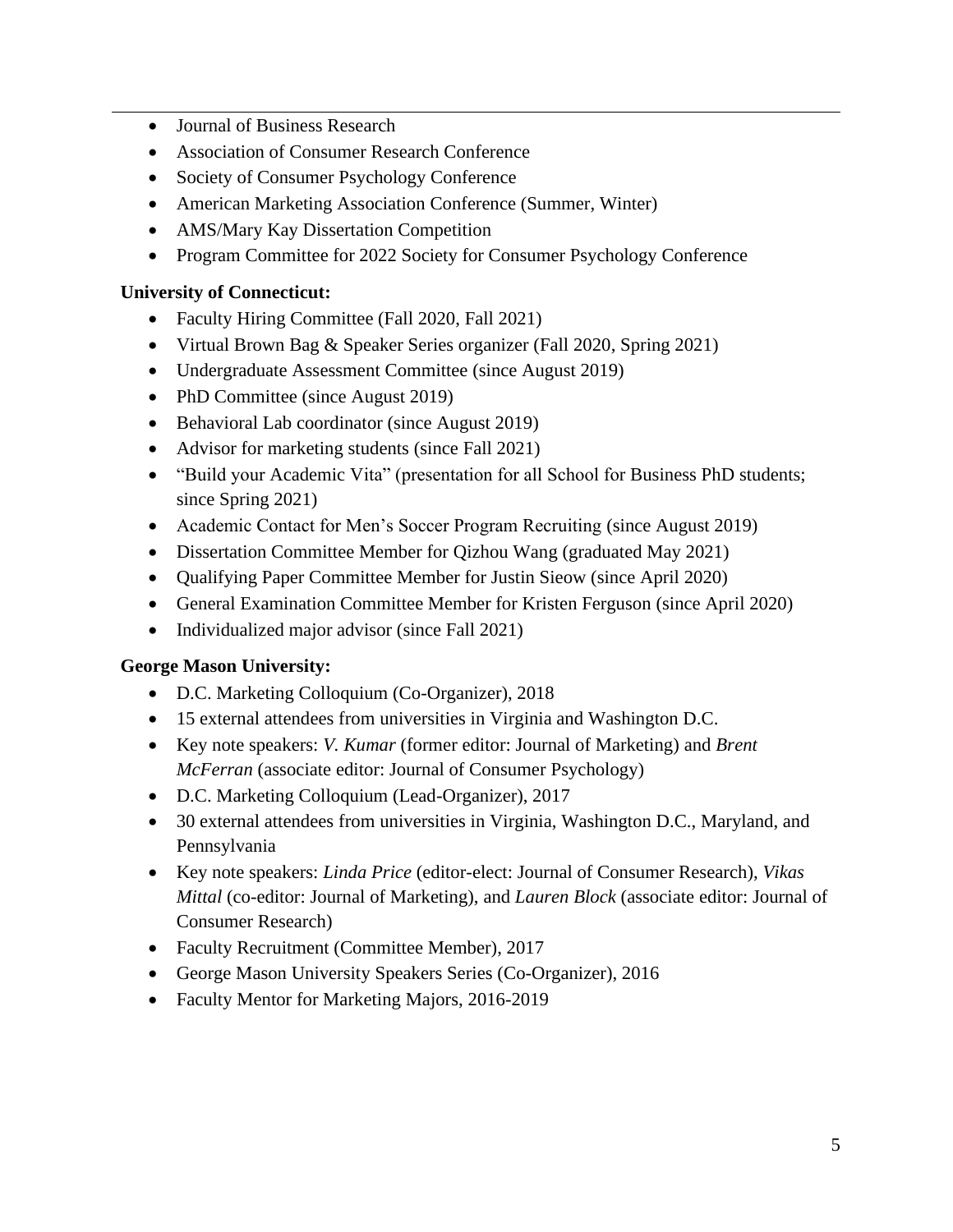- Journal of Business Research
- Association of Consumer Research Conference
- Society of Consumer Psychology Conference
- American Marketing Association Conference (Summer, Winter)
- AMS/Mary Kay Dissertation Competition
- Program Committee for 2022 Society for Consumer Psychology Conference

**University of Connecticut:**

- Faculty Hiring Committee (Fall 2020, Fall 2021)
- Virtual Brown Bag & Speaker Series organizer (Fall 2020, Spring 2021)
- Undergraduate Assessment Committee (since August 2019)
- PhD Committee (since August 2019)
- Behavioral Lab coordinator (since August 2019)
- Advisor for marketing students (since Fall 2021)
- "Build your Academic Vita" (presentation for all School for Business PhD students; since Spring 2021)
- Academic Contact for Men's Soccer Program Recruiting (since August 2019)
- Dissertation Committee Member for Qizhou Wang (graduated May 2021)
- Qualifying Paper Committee Member for Justin Sieow (since April 2020)
- General Examination Committee Member for Kristen Ferguson (since April 2020)
- Individualized major advisor (since Fall 2021)

**George Mason University:**

- D.C. Marketing Colloquium (Co-Organizer), 2018
- 15 external attendees from universities in Virginia and Washington D.C.
- Key note speakers: *V. Kumar* (former editor: Journal of Marketing) and *Brent McFerran* (associate editor: Journal of Consumer Psychology)
- D.C. Marketing Colloquium (Lead-Organizer), 2017
- 30 external attendees from universities in Virginia, Washington D.C., Maryland, and Pennsylvania
- Key note speakers: *Linda Price* (editor-elect: Journal of Consumer Research), *Vikas Mittal* (co-editor: Journal of Marketing), and *Lauren Block* (associate editor: Journal of Consumer Research)
- Faculty Recruitment (Committee Member), 2017
- George Mason University Speakers Series (Co-Organizer), 2016
- Faculty Mentor for Marketing Majors, 2016-2019